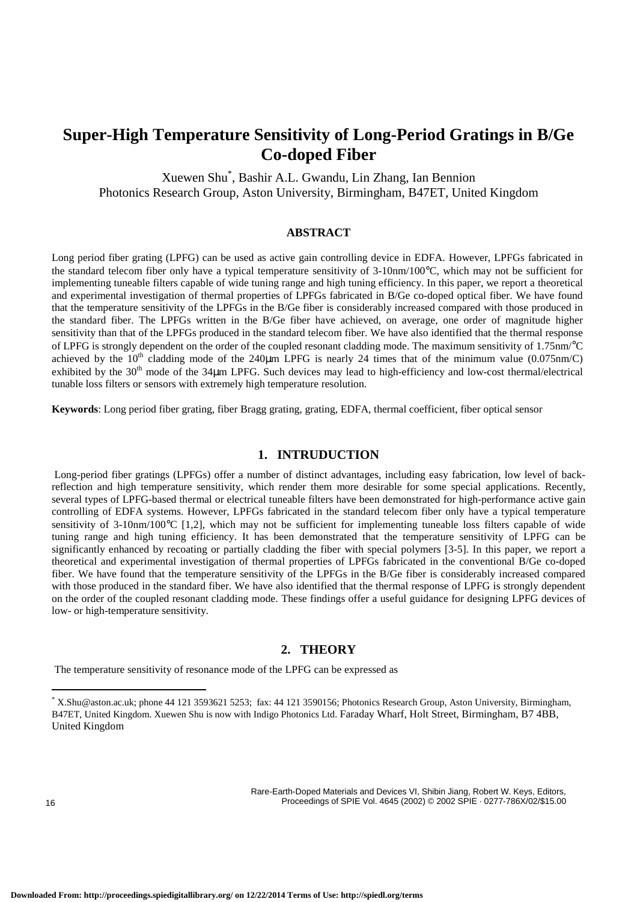# Super-High Temperature Sensitivity of Long-Period Gratings in B/Ge Co-doped Fiber

Xuewen Shu[*], Bashir A.L. Gwandu, Lin Zhang, Ian Bennion
Photonics Research Group, Aston University, Birmingham, B47ET, United Kingdom

### ABSTRACT

Long period fiber grating (LPFG) can be used as active gain controlling device in EDFA. However, LPFGs fabricated in the standard telecom fiber only have a typical temperature sensitivity of 3-10nm/100°C, which may not be sufficient for implementing tuneable filters capable of wide tuning range and high tuning efficiency. In this paper, we report a theoretical and experimental investigation of thermal properties of LPFGs fabricated in B/Ge co-doped optical fiber. We have found that the temperature sensitivity of the LPFGs in the B/Ge fiber is considerably increased compared with those produced in the standard fiber. The LPFGs written in the B/Ge fiber have achieved, on average, one order of magnitude higher sensitivity than that of the LPFGs produced in the standard telecom fiber. We have also identified that the thermal response of LPFG is strongly dependent on the order of the coupled resonant cladding mode. The maximum sensitivity of 1.75nm/°C achieved by the 10[th] cladding mode of the 240μm LPFG is nearly 24 times that of the minimum value (0.075nm/C) exhibited by the 30[th] mode of the 34μm LPFG. Such devices may lead to high-efficiency and low-cost thermal/electrical tunable loss filters or sensors with extremely high temperature resolution.

**Keywords**: Long period fiber grating, fiber Bragg grating, grating, EDFA, thermal coefficient, fiber optical sensor

## 1. INTRUDUCTION

Long-period fiber gratings (LPFGs) offer a number of distinct advantages, including easy fabrication, low level of back-reflection and high temperature sensitivity, which render them more desirable for some special applications. Recently, several types of LPFG-based thermal or electrical tuneable filters have been demonstrated for high-performance active gain controlling of EDFA systems. However, LPFGs fabricated in the standard telecom fiber only have a typical temperature sensitivity of 3-10nm/100°C [1,2], which may not be sufficient for implementing tuneable loss filters capable of wide tuning range and high tuning efficiency. It has been demonstrated that the temperature sensitivity of LPFG can be significantly enhanced by recoating or partially cladding the fiber with special polymers [3-5]. In this paper, we report a theoretical and experimental investigation of thermal properties of LPFGs fabricated in the conventional B/Ge co-doped fiber. We have found that the temperature sensitivity of the LPFGs in the B/Ge fiber is considerably increased compared with those produced in the standard fiber. We have also identified that the thermal response of LPFG is strongly dependent on the order of the coupled resonant cladding mode. These findings offer a useful guidance for designing LPFG devices of low- or high-temperature sensitivity.

## 2. THEORY

The temperature sensitivity of resonance mode of the LPFG can be expressed as

---

[*] X.Shu@aston.ac.uk; phone 44 121 3593621 5253; fax: 44 121 3590156; Photonics Research Group, Aston University, Birmingham, B47ET, United Kingdom. Xuewen Shu is now with Indigo Photonics Ltd. Faraday Wharf, Holt Street, Birmingham, B7 4BB, United Kingdom

Rare-Earth-Doped Materials and Devices VI, Shibin Jiang, Robert W. Keys, Editors, Proceedings of SPIE Vol. 4645 (2002) © 2002 SPIE · 0277-786X/02/$15.00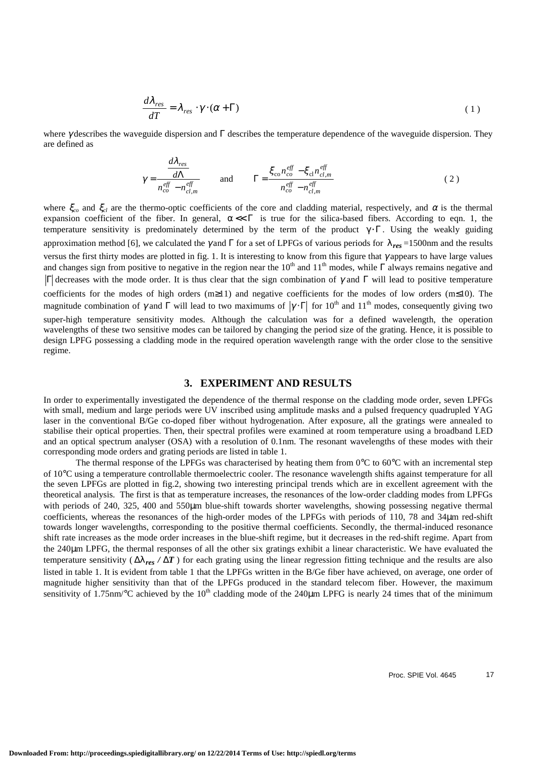$$\frac{d\lambda_{res}}{dT} = \lambda_{res} \cdot \gamma \cdot (\alpha + \Gamma) \tag{1}$$

where $\gamma$ describes the waveguide dispersion and $\Gamma$ describes the temperature dependence of the waveguide dispersion. They are defined as

$$\gamma = \frac{\frac{d\lambda_{res}}{d\Lambda}}{n_{co}^{eff} - n_{cl,m}^{eff}} \qquad \text{and} \qquad \Gamma = \frac{\xi_{co} n_{co}^{eff} - \xi_{cl} n_{cl,m}^{eff}}{n_{co}^{eff} - n_{cl,m}^{eff}} \tag{2}$$

where $\xi_{co}$ and $\xi_{cl}$ are the thermo-optic coefficients of the core and cladding material, respectively, and $\alpha$ is the thermal expansion coefficient of the fiber. In general, $\alpha << \Gamma$ is true for the silica-based fibers. According to eqn. 1, the temperature sensitivity is predominately determined by the term of the product $\gamma \cdot \Gamma$. Using the weakly guiding approximation method [6], we calculated the $\gamma$ and $\Gamma$ for a set of LPFGs of various periods for $\lambda_{res}$ =1500nm and the results versus the first thirty modes are plotted in fig. 1. It is interesting to know from this figure that $\gamma$ appears to have large values and changes sign from positive to negative in the region near the 10th and 11th modes, while $\Gamma$ always remains negative and $|\Gamma|$ decreases with the mode order. It is thus clear that the sign combination of $\gamma$ and $\Gamma$ will lead to positive temperature coefficients for the modes of high orders (m≥11) and negative coefficients for the modes of low orders (m≤10). The magnitude combination of $\gamma$ and $\Gamma$ will lead to two maximums of $|\gamma \cdot \Gamma|$ for 10th and 11th modes, consequently giving two super-high temperature sensitivity modes. Although the calculation was for a defined wavelength, the operation wavelengths of these two sensitive modes can be tailored by changing the period size of the grating. Hence, it is possible to design LPFG possessing a cladding mode in the required operation wavelength range with the order close to the sensitive regime.

## 3. EXPERIMENT AND RESULTS

In order to experimentally investigated the dependence of the thermal response on the cladding mode order, seven LPFGs with small, medium and large periods were UV inscribed using amplitude masks and a pulsed frequency quadrupled YAG laser in the conventional B/Ge co-doped fiber without hydrogenation. After exposure, all the gratings were annealed to stabilise their optical properties. Then, their spectral profiles were examined at room temperature using a broadband LED and an optical spectrum analyser (OSA) with a resolution of 0.1nm. The resonant wavelengths of these modes with their corresponding mode orders and grating periods are listed in table 1.

The thermal response of the LPFGs was characterised by heating them from 0°C to 60°C with an incremental step of 10°C using a temperature controllable thermoelectric cooler. The resonance wavelength shifts against temperature for all the seven LPFGs are plotted in fig.2, showing two interesting principal trends which are in excellent agreement with the theoretical analysis. The first is that as temperature increases, the resonances of the low-order cladding modes from LPFGs with periods of 240, 325, 400 and 550μm blue-shift towards shorter wavelengths, showing possessing negative thermal coefficients, whereas the resonances of the high-order modes of the LPFGs with periods of 110, 78 and 34μm red-shift towards longer wavelengths, corresponding to the positive thermal coefficients. Secondly, the thermal-induced resonance shift rate increases as the mode order increases in the blue-shift regime, but it decreases in the red-shift regime. Apart from the 240μm LPFG, the thermal responses of all the other six gratings exhibit a linear characteristic. We have evaluated the temperature sensitivity ($\Delta\lambda_{res} / \Delta T$) for each grating using the linear regression fitting technique and the results are also listed in table 1. It is evident from table 1 that the LPFGs written in the B/Ge fiber have achieved, on average, one order of magnitude higher sensitivity than that of the LPFGs produced in the standard telecom fiber. However, the maximum sensitivity of 1.75nm/°C achieved by the 10th cladding mode of the 240μm LPFG is nearly 24 times that of the minimum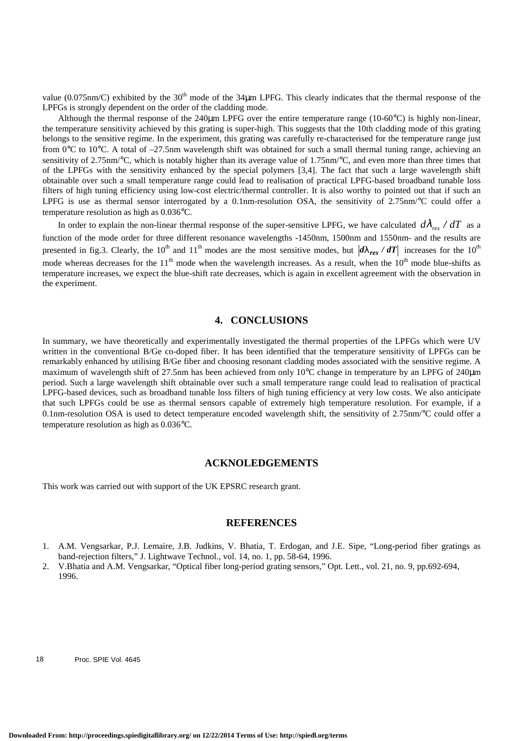value (0.075nm/C) exhibited by the 30[th] mode of the 34μm LPFG. This clearly indicates that the thermal response of the LPFGs is strongly dependent on the order of the cladding mode.

Although the thermal response of the 240μm LPFG over the entire temperature range (10-60°C) is highly non-linear, the temperature sensitivity achieved by this grating is super-high. This suggests that the 10th cladding mode of this grating belongs to the sensitive regime. In the experiment, this grating was carefully re-characterised for the temperature range just from 0°C to 10°C. A total of –27.5nm wavelength shift was obtained for such a small thermal tuning range, achieving an sensitivity of 2.75nm/°C, which is notably higher than its average value of 1.75nm/°C, and even more than three times that of the LPFGs with the sensitivity enhanced by the special polymers [3,4]. The fact that such a large wavelength shift obtainable over such a small temperature range could lead to realisation of practical LPFG-based broadband tunable loss filters of high tuning efficiency using low-cost electric/thermal controller. It is also worthy to pointed out that if such an LPFG is use as thermal sensor interrogated by a 0.1nm-resolution OSA, the sensitivity of 2.75nm/°C could offer a temperature resolution as high as 0.036°C.

In order to explain the non-linear thermal response of the super-sensitive LPFG, we have calculated $d\lambda_{res} / dT$ as a function of the mode order for three different resonance wavelengths -1450nm, 1500nm and 1550nm- and the results are presented in fig.3. Clearly, the 10[th] and 11[th] modes are the most sensitive modes, but $|d\lambda_{res} / dT|$ increases for the 10[th] mode whereas decreases for the 11[th] mode when the wavelength increases. As a result, when the 10[th] mode blue-shifts as temperature increases, we expect the blue-shift rate decreases, which is again in excellent agreement with the observation in the experiment.

## 4. CONCLUSIONS

In summary, we have theoretically and experimentally investigated the thermal properties of the LPFGs which were UV written in the conventional B/Ge co-doped fiber. It has been identified that the temperature sensitivity of LPFGs can be remarkably enhanced by utilising B/Ge fiber and choosing resonant cladding modes associated with the sensitive regime. A maximum of wavelength shift of 27.5nm has been achieved from only 10°C change in temperature by an LPFG of 240μm period. Such a large wavelength shift obtainable over such a small temperature range could lead to realisation of practical LPFG-based devices, such as broadband tunable loss filters of high tuning efficiency at very low costs. We also anticipate that such LPFGs could be use as thermal sensors capable of extremely high temperature resolution. For example, if a 0.1nm-resolution OSA is used to detect temperature encoded wavelength shift, the sensitivity of 2.75nm/°C could offer a temperature resolution as high as 0.036°C.

## ACKNOLEDGEMENTS

This work was carried out with support of the UK EPSRC research grant.

## REFERENCES

1. A.M. Vengsarkar, P.J. Lemaire, J.B. Judkins, V. Bhatia, T. Erdogan, and J.E. Sipe, "Long-period fiber gratings as band-rejection filters," J. Lightwave Technol., vol. 14, no. 1, pp. 58-64, 1996.
2. V.Bhatia and A.M. Vengsarkar, "Optical fiber long-period grating sensors," Opt. Lett., vol. 21, no. 9, pp.692-694, 1996.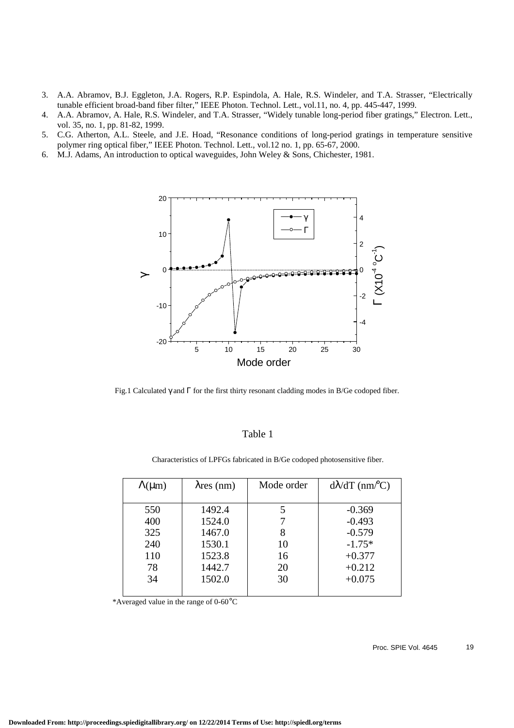3. A.A. Abramov, B.J. Eggleton, J.A. Rogers, R.P. Espindola, A. Hale, R.S. Windeler, and T.A. Strasser, "Electrically tunable efficient broad-band fiber filter," IEEE Photon. Technol. Lett., vol.11, no. 4, pp. 445-447, 1999.
4. A.A. Abramov, A. Hale, R.S. Windeler, and T.A. Strasser, "Widely tunable long-period fiber gratings," Electron. Lett., vol. 35, no. 1, pp. 81-82, 1999.
5. C.G. Atherton, A.L. Steele, and J.E. Hoad, "Resonance conditions of long-period gratings in temperature sensitive polymer ring optical fiber," IEEE Photon. Technol. Lett., vol.12 no. 1, pp. 65-67, 2000.
6. M.J. Adams, An introduction to optical waveguides, John Weley & Sons, Chichester, 1981.

Fig.1 Calculated $\gamma$ and $\Gamma$ for the first thirty resonant cladding modes in B/Ge codoped fiber.

Table 1

Characteristics of LPFGs fabricated in B/Ge codoped photosensitive fiber.

| $\Lambda$(μm) | $\lambda$res (nm) | Mode order | $d\lambda/dT$ (nm/°C) |
|---|---|---|---|
| 550 | 1492.4 | 5 | -0.369 |
| 400 | 1524.0 | 7 | -0.493 |
| 325 | 1467.0 | 8 | -0.579 |
| 240 | 1530.1 | 10 | -1.75* |
| 110 | 1523.8 | 16 | +0.377 |
| 78 | 1442.7 | 20 | +0.212 |
| 34 | 1502.0 | 30 | +0.075 |

*Averaged value in the range of 0-60°C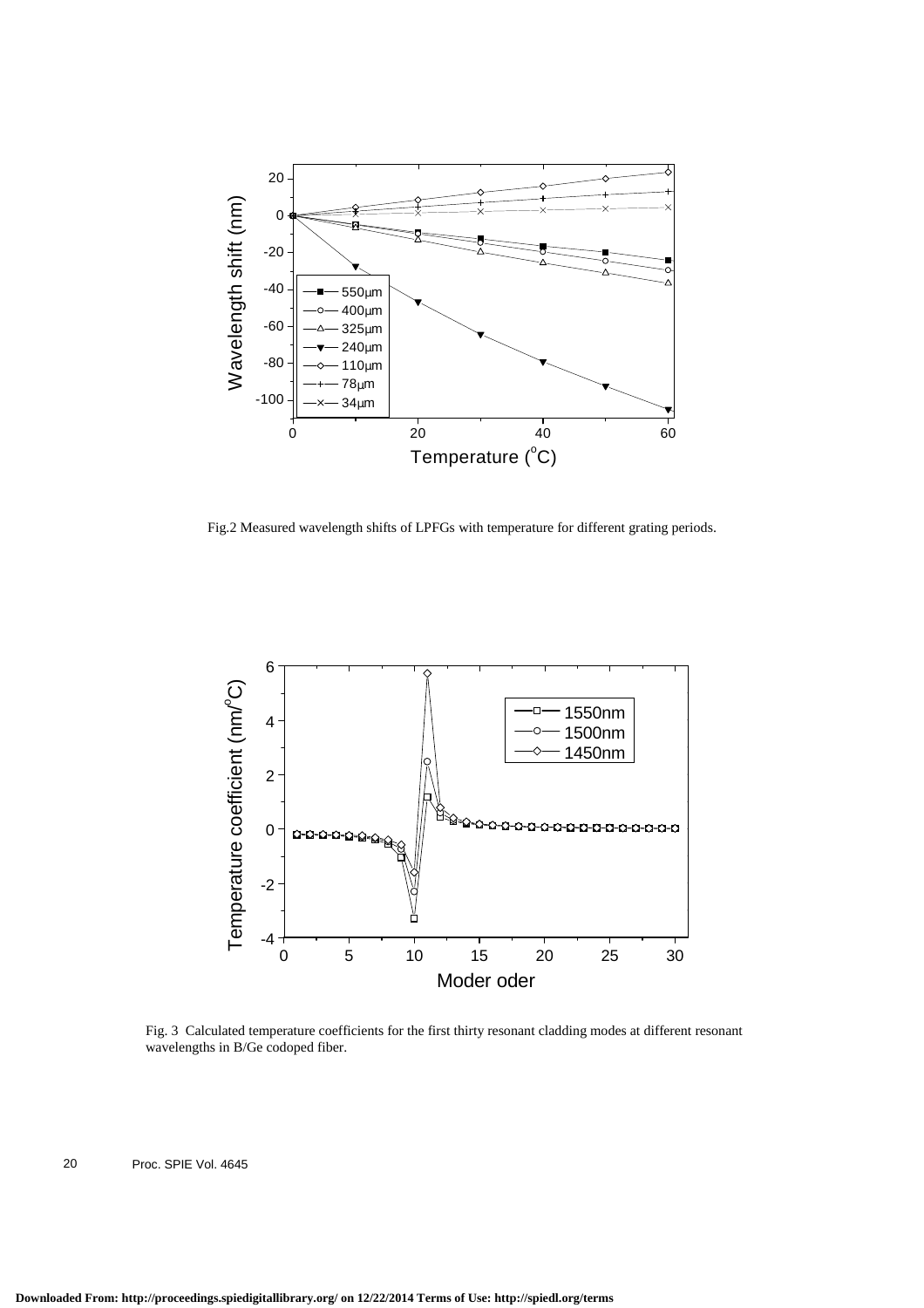Wavelength shift (nm)

20
0
-20
-40
-60
-80
-100

0
20
40
60

Temperature ($^o$C)

550μm
400μm
325μm
240μm
110μm
78μm
34μm

Fig.2 Measured wavelength shifts of LPFGs with temperature for different grating periods.

Temperature coefficient (nm/$^o$C)

6
4
2
0
-2
-4

0
5
10
15
20
25
30

Moder oder

1550nm
1500nm
1450nm

Fig. 3 Calculated temperature coefficients for the first thirty resonant cladding modes at different resonant wavelengths in B/Ge codoped fiber.